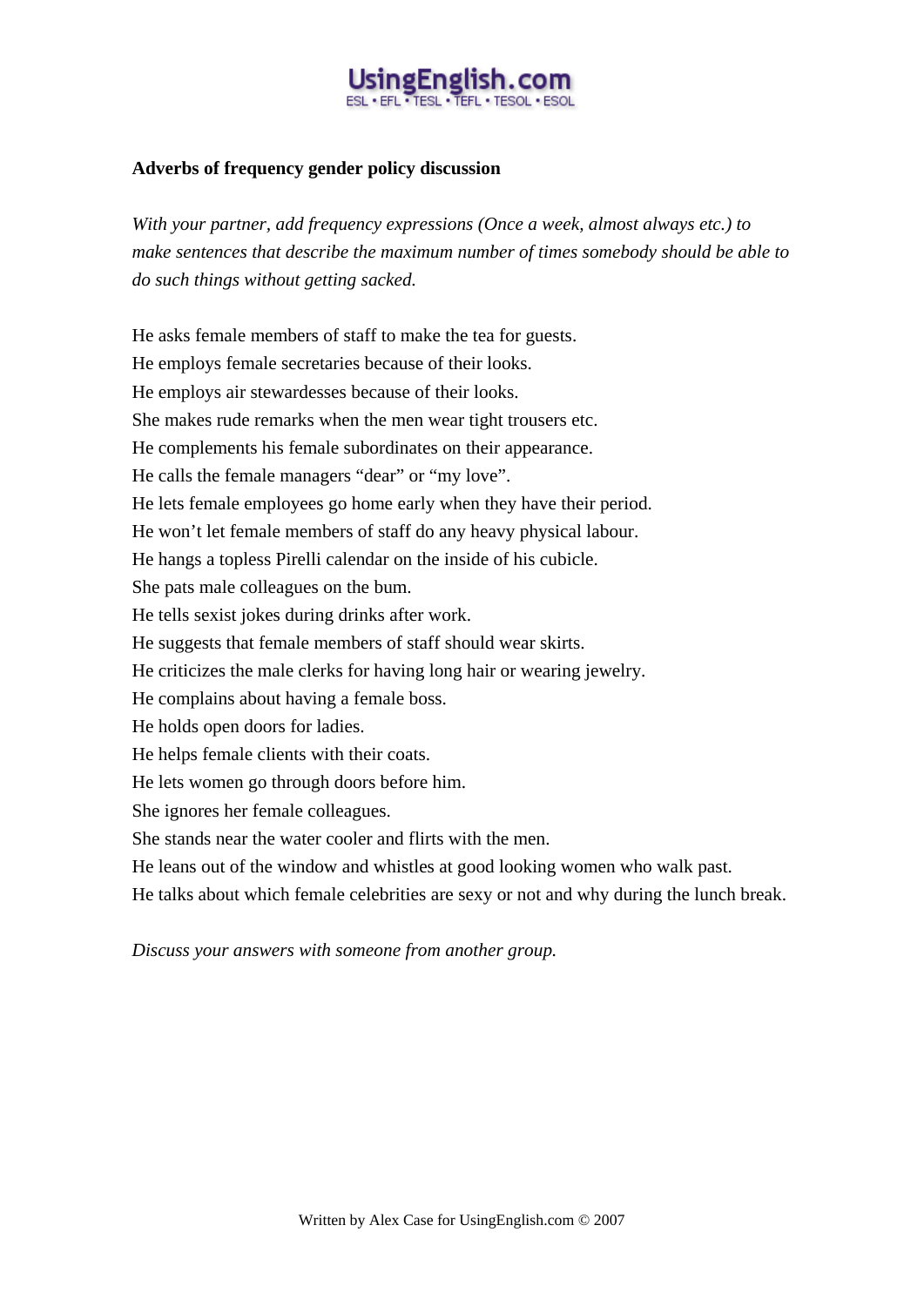UsingEnglish.com
ESL • EFL • TESL • TEFL • TESOL • ESOL

**Adverbs of frequency gender policy discussion**

*With your partner, add frequency expressions (Once a week, almost always etc.) to make sentences that describe the maximum number of times somebody should be able to do such things without getting sacked.*

He asks female members of staff to make the tea for guests.
He employs female secretaries because of their looks.
He employs air stewardesses because of their looks.
She makes rude remarks when the men wear tight trousers etc.
He complements his female subordinates on their appearance.
He calls the female managers "dear" or "my love".
He lets female employees go home early when they have their period.
He won't let female members of staff do any heavy physical labour.
He hangs a topless Pirelli calendar on the inside of his cubicle.
She pats male colleagues on the bum.
He tells sexist jokes during drinks after work.
He suggests that female members of staff should wear skirts.
He criticizes the male clerks for having long hair or wearing jewelry.
He complains about having a female boss.
He holds open doors for ladies.
He helps female clients with their coats.
He lets women go through doors before him.
She ignores her female colleagues.
She stands near the water cooler and flirts with the men.
He leans out of the window and whistles at good looking women who walk past.
He talks about which female celebrities are sexy or not and why during the lunch break.

*Discuss your answers with someone from another group.*

Written by Alex Case for UsingEnglish.com © 2007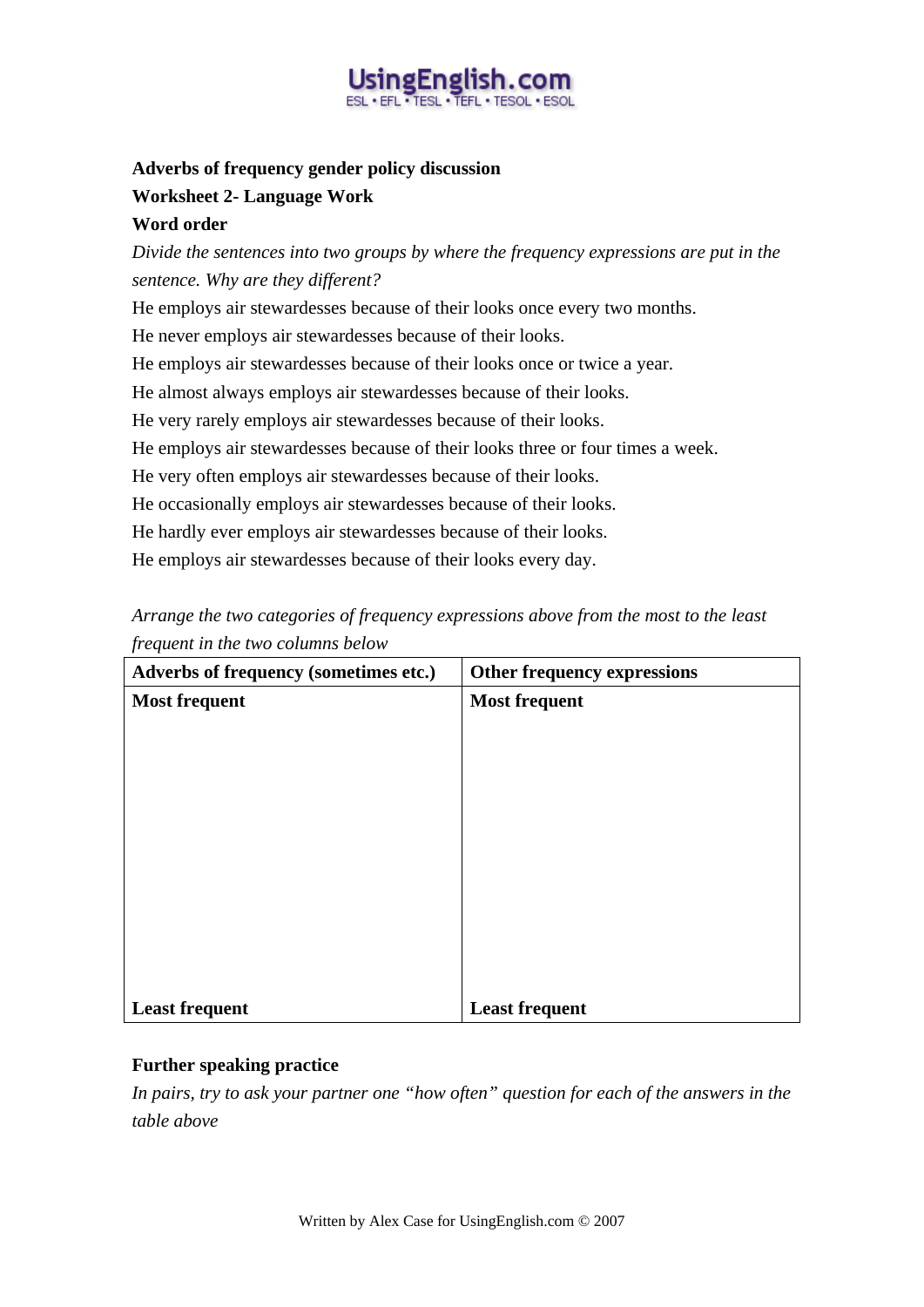**Adverbs of frequency gender policy discussion**

**Worksheet 2- Language Work**

**Word order**

*Divide the sentences into two groups by where the frequency expressions are put in the sentence. Why are they different?*

He employs air stewardesses because of their looks once every two months.
He never employs air stewardesses because of their looks.
He employs air stewardesses because of their looks once or twice a year.
He almost always employs air stewardesses because of their looks.
He very rarely employs air stewardesses because of their looks.
He employs air stewardesses because of their looks three or four times a week.
He very often employs air stewardesses because of their looks.
He occasionally employs air stewardesses because of their looks.
He hardly ever employs air stewardesses because of their looks.
He employs air stewardesses because of their looks every day.

*Arrange the two categories of frequency expressions above from the most to the least frequent in the two columns below*

| Adverbs of frequency (sometimes etc.) | Other frequency expressions |
|---|---|
| **Most frequent** | **Most frequent** |
| | |
| **Least frequent** | **Least frequent** |

**Further speaking practice**

*In pairs, try to ask your partner one "how often" question for each of the answers in the table above*

Written by Alex Case for UsingEnglish.com © 2007